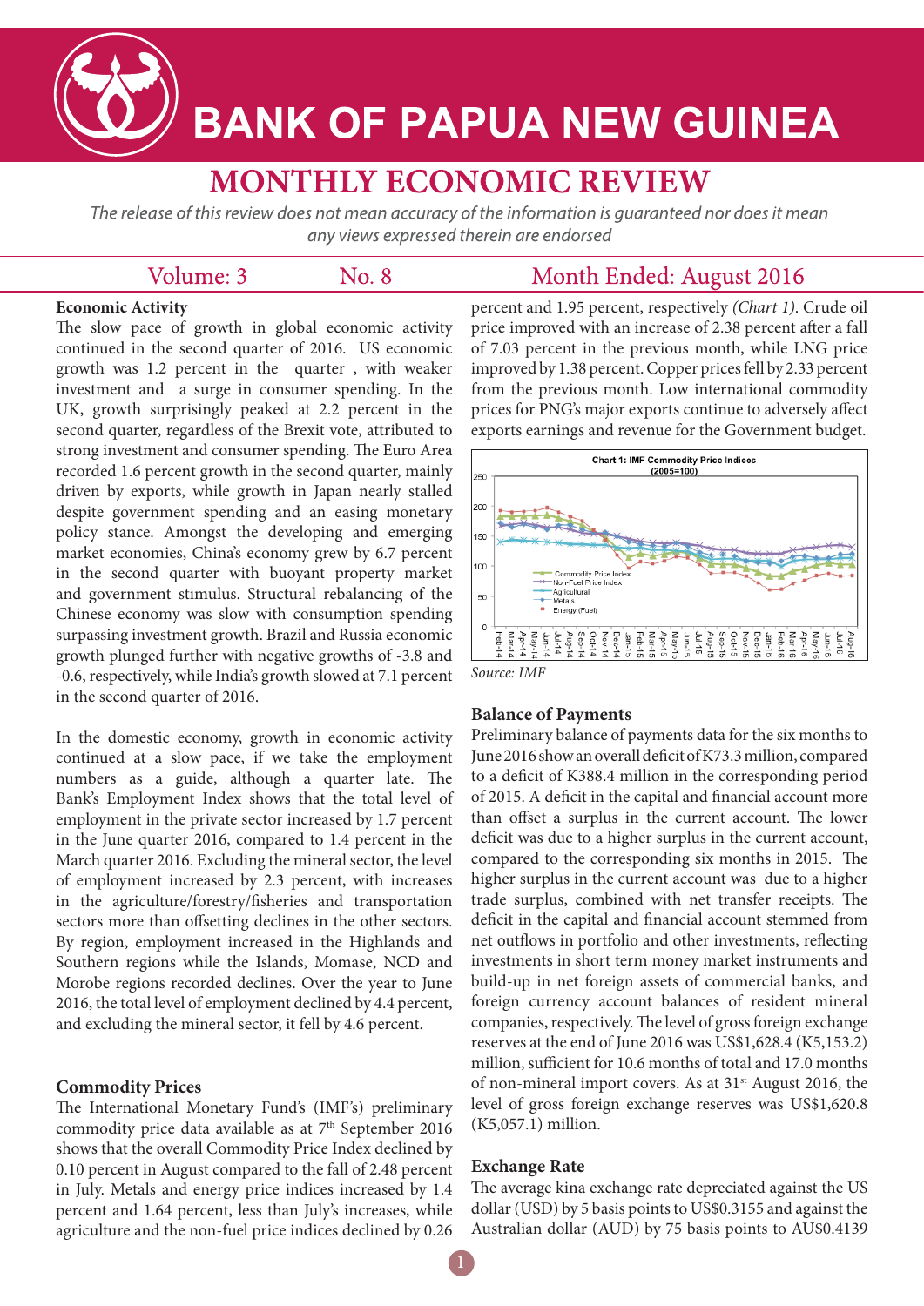# BANK OF PAPUA NEW GUINEA

# MONTHLY ECONOMIC REVIEW

*The release of this review does not mean accuracy of the information is guaranteed nor does it mean any views expressed therein are endorsed*

Volume: 3 No. 8 Month Ended: August 2016

### Economic Activity

The slow pace of growth in global economic activity continued in the second quarter of 2016. US economic growth was 1.2 percent in the quarter , with weaker investment and a surge in consumer spending. In the UK, growth surprisingly peaked at 2.2 percent in the second quarter, regardless of the Brexit vote, attributed to strong investment and consumer spending. The Euro Area recorded 1.6 percent growth in the second quarter, mainly driven by exports, while growth in Japan nearly stalled despite government spending and an easing monetary policy stance. Amongst the developing and emerging market economies, China's economy grew by 6.7 percent in the second quarter with buoyant property market and government stimulus. Structural rebalancing of the Chinese economy was slow with consumption spending surpassing investment growth. Brazil and Russia economic growth plunged further with negative growths of -3.8 and -0.6, respectively, while India's growth slowed at 7.1 percent in the second quarter of 2016.

In the domestic economy, growth in economic activity continued at a slow pace, if we take the employment numbers as a guide, although a quarter late. The Bank's Employment Index shows that the total level of employment in the private sector increased by 1.7 percent in the June quarter 2016, compared to 1.4 percent in the March quarter 2016. Excluding the mineral sector, the level of employment increased by 2.3 percent, with increases in the agriculture/forestry/fisheries and transportation sectors more than offsetting declines in the other sectors. By region, employment increased in the Highlands and Southern regions while the Islands, Momase, NCD and Morobe regions recorded declines. Over the year to June 2016, the total level of employment declined by 4.4 percent, and excluding the mineral sector, it fell by 4.6 percent.

### Commodity Prices

The International Monetary Fund's (IMF's) preliminary commodity price data available as at 7th September 2016 shows that the overall Commodity Price Index declined by 0.10 percent in August compared to the fall of 2.48 percent in July. Metals and energy price indices increased by 1.4 percent and 1.64 percent, less than July's increases, while agriculture and the non-fuel price indices declined by 0.26 percent and 1.95 percent, respectively *(Chart 1)*. Crude oil price improved with an increase of 2.38 percent after a fall of 7.03 percent in the previous month, while LNG price improved by 1.38 percent. Copper prices fell by 2.33 percent from the previous month. Low international commodity prices for PNG's major exports continue to adversely affect exports earnings and revenue for the Government budget.

**Chart 1: IMF Commodity Price Indices (2005=100)**

*Source: IMF*

### Balance of Payments

Preliminary balance of payments data for the six months to June 2016 show an overall deficit of K73.3 million, compared to a deficit of K388.4 million in the corresponding period of 2015. A deficit in the capital and financial account more than offset a surplus in the current account. The lower deficit was due to a higher surplus in the current account, compared to the corresponding six months in 2015. The higher surplus in the current account was due to a higher trade surplus, combined with net transfer receipts. The deficit in the capital and financial account stemmed from net outflows in portfolio and other investments, reflecting investments in short term money market instruments and build-up in net foreign assets of commercial banks, and foreign currency account balances of resident mineral companies, respectively. The level of gross foreign exchange reserves at the end of June 2016 was US$1,628.4 (K5,153.2) million, sufficient for 10.6 months of total and 17.0 months of non-mineral import covers. As at 31st August 2016, the level of gross foreign exchange reserves was US$1,620.8 (K5,057.1) million.

### Exchange Rate

The average kina exchange rate depreciated against the US dollar (USD) by 5 basis points to US$0.3155 and against the Australian dollar (AUD) by 75 basis points to AU$0.4139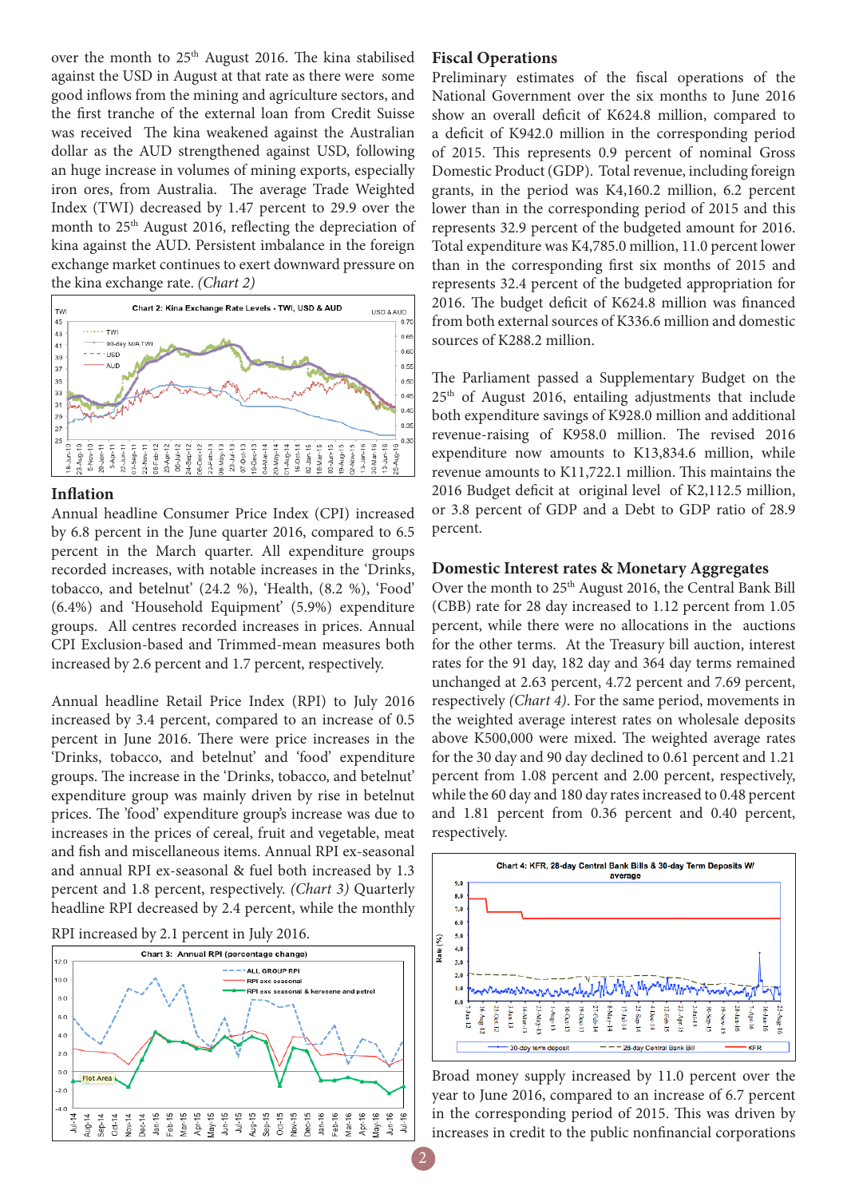over the month to 25th August 2016. The kina stabilised against the USD in August at that rate as there were some good inflows from the mining and agriculture sectors, and the first tranche of the external loan from Credit Suisse was received The kina weakened against the Australian dollar as the AUD strengthened against USD, following an huge increase in volumes of mining exports, especially iron ores, from Australia. The average Trade Weighted Index (TWI) decreased by 1.47 percent to 29.9 over the month to 25th August 2016, reflecting the depreciation of kina against the AUD. Persistent imbalance in the foreign exchange market continues to exert downward pressure on the kina exchange rate. *(Chart 2)*

Chart 2: Kina Exchange Rate Levels - TWI, USD & AUD

## Inflation

Annual headline Consumer Price Index (CPI) increased by 6.8 percent in the June quarter 2016, compared to 6.5 percent in the March quarter. All expenditure groups recorded increases, with notable increases in the 'Drinks, tobacco, and betelnut' (24.2 %), 'Health, (8.2 %), 'Food' (6.4%) and 'Household Equipment' (5.9%) expenditure groups. All centres recorded increases in prices. Annual CPI Exclusion-based and Trimmed-mean measures both increased by 2.6 percent and 1.7 percent, respectively.

Annual headline Retail Price Index (RPI) to July 2016 increased by 3.4 percent, compared to an increase of 0.5 percent in June 2016. There were price increases in the 'Drinks, tobacco, and betelnut' and 'food' expenditure groups. The increase in the 'Drinks, tobacco, and betelnut' expenditure group was mainly driven by rise in betelnut prices. The 'food' expenditure group's increase was due to increases in the prices of cereal, fruit and vegetable, meat and fish and miscellaneous items. Annual RPI ex-seasonal and annual RPI ex-seasonal & fuel both increased by 1.3 percent and 1.8 percent, respectively. *(Chart 3)* Quarterly headline RPI decreased by 2.4 percent, while the monthly RPI increased by 2.1 percent in July 2016.

Chart 3: Annual RPI (percentage change)

## Fiscal Operations

Preliminary estimates of the fiscal operations of the National Government over the six months to June 2016 show an overall deficit of K624.8 million, compared to a deficit of K942.0 million in the corresponding period of 2015. This represents 0.9 percent of nominal Gross Domestic Product (GDP). Total revenue, including foreign grants, in the period was K4,160.2 million, 6.2 percent lower than in the corresponding period of 2015 and this represents 32.9 percent of the budgeted amount for 2016. Total expenditure was K4,785.0 million, 11.0 percent lower than in the corresponding first six months of 2015 and represents 32.4 percent of the budgeted appropriation for 2016. The budget deficit of K624.8 million was financed from both external sources of K336.6 million and domestic sources of K288.2 million.

The Parliament passed a Supplementary Budget on the 25th of August 2016, entailing adjustments that include both expenditure savings of K928.0 million and additional revenue-raising of K958.0 million. The revised 2016 expenditure now amounts to K13,834.6 million, while revenue amounts to K11,722.1 million. This maintains the 2016 Budget deficit at original level of K2,112.5 million, or 3.8 percent of GDP and a Debt to GDP ratio of 28.9 percent.

## Domestic Interest rates & Monetary Aggregates

Over the month to 25th August 2016, the Central Bank Bill (CBB) rate for 28 day increased to 1.12 percent from 1.05 percent, while there were no allocations in the auctions for the other terms. At the Treasury bill auction, interest rates for the 91 day, 182 day and 364 day terms remained unchanged at 2.63 percent, 4.72 percent and 7.69 percent, respectively *(Chart 4)*. For the same period, movements in the weighted average interest rates on wholesale deposits above K500,000 were mixed. The weighted average rates for the 30 day and 90 day declined to 0.61 percent and 1.21 percent from 1.08 percent and 2.00 percent, respectively, while the 60 day and 180 day rates increased to 0.48 percent and 1.81 percent from 0.36 percent and 0.40 percent, respectively.

Chart 4: KFR, 28-day Central Bank Bills & 30-day Term Deposits W/ average

Broad money supply increased by 11.0 percent over the year to June 2016, compared to an increase of 6.7 percent in the corresponding period of 2015. This was driven by increases in credit to the public nonfinancial corporations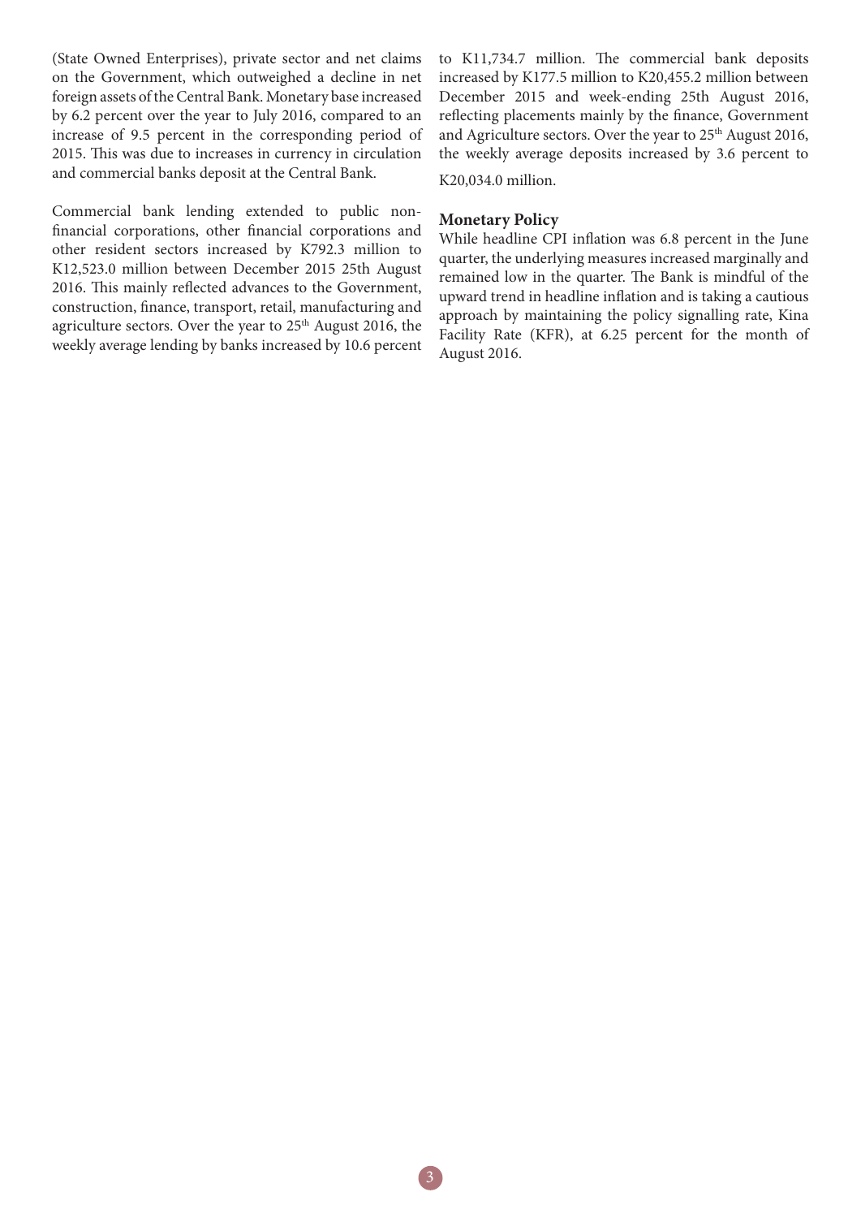(State Owned Enterprises), private sector and net claims on the Government, which outweighed a decline in net foreign assets of the Central Bank. Monetary base increased by 6.2 percent over the year to July 2016, compared to an increase of 9.5 percent in the corresponding period of 2015. This was due to increases in currency in circulation and commercial banks deposit at the Central Bank.

Commercial bank lending extended to public non-financial corporations, other financial corporations and other resident sectors increased by K792.3 million to K12,523.0 million between December 2015 25th August 2016. This mainly reflected advances to the Government, construction, finance, transport, retail, manufacturing and agriculture sectors. Over the year to 25th August 2016, the weekly average lending by banks increased by 10.6 percent to K11,734.7 million. The commercial bank deposits increased by K177.5 million to K20,455.2 million between December 2015 and week-ending 25th August 2016, reflecting placements mainly by the finance, Government and Agriculture sectors. Over the year to 25th August 2016, the weekly average deposits increased by 3.6 percent to K20,034.0 million.

## Monetary Policy

While headline CPI inflation was 6.8 percent in the June quarter, the underlying measures increased marginally and remained low in the quarter. The Bank is mindful of the upward trend in headline inflation and is taking a cautious approach by maintaining the policy signalling rate, Kina Facility Rate (KFR), at 6.25 percent for the month of August 2016.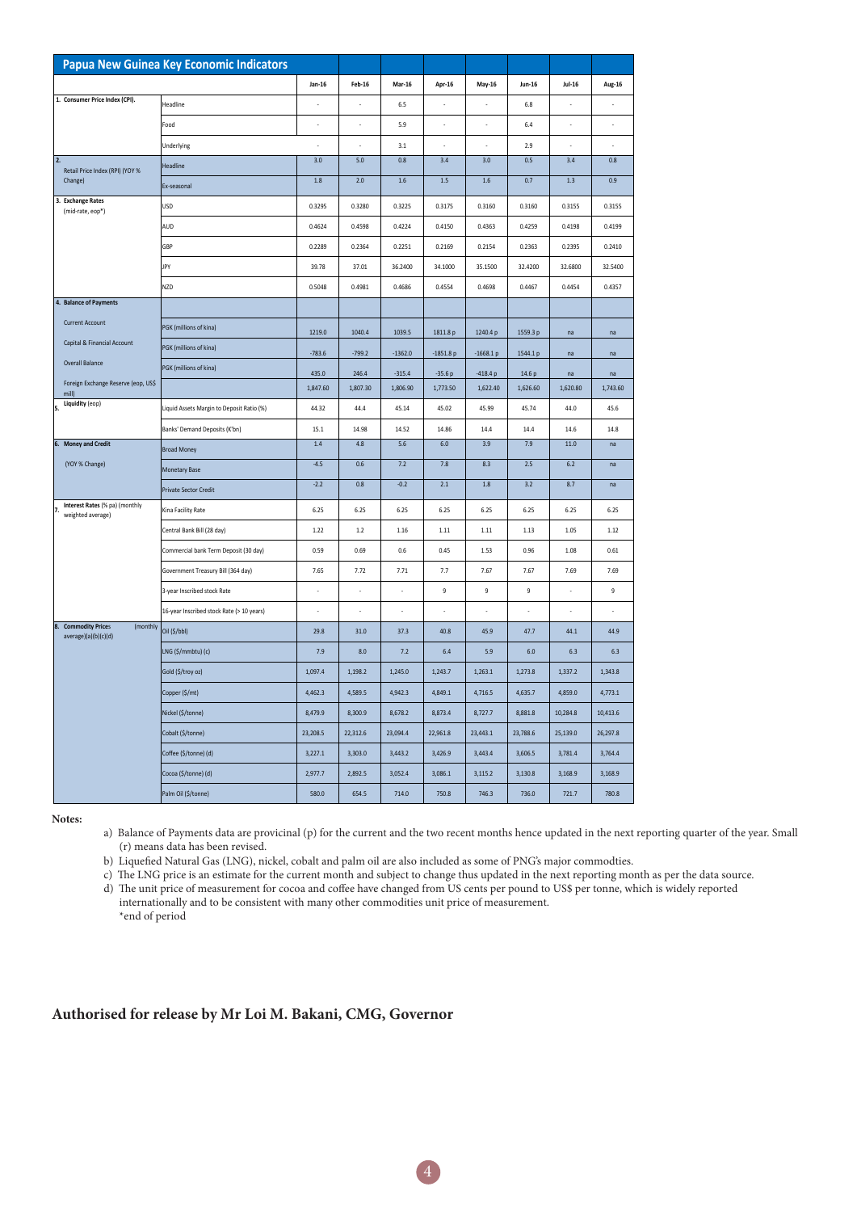| Papua New Guinea Key Economic Indicators | | | | | | | | | |
|---|---|---|---|---|---|---|---|---|---|
| | | Jan-16 | Feb-16 | Mar-16 | Apr-16 | May-16 | Jun-16 | Jul-16 | Aug-16 |
| 1. Consumer Price Index (CPI). | Headline | - | - | 6.5 | - | - | 6.8 | - | - |
| | Food | - | - | 5.9 | - | - | 6.4 | - | - |
| | Underlying | - | - | 3.1 | - | - | 2.9 | - | - |
| 2. Retail Price Index (RPI) (YOY % Change) | Headline | 3.0 | 5.0 | 0.8 | 3.4 | 3.0 | 0.5 | 3.4 | 0.8 |
| | Ex-seasonal | 1.8 | 2.0 | 1.6 | 1.5 | 1.6 | 0.7 | 1.3 | 0.9 |
| 3. Exchange Rates (mid-rate, eop*) | USD | 0.3295 | 0.3280 | 0.3225 | 0.3175 | 0.3160 | 0.3160 | 0.3155 | 0.3155 |
| | AUD | 0.4624 | 0.4598 | 0.4224 | 0.4150 | 0.4363 | 0.4259 | 0.4198 | 0.4199 |
| | GBP | 0.2289 | 0.2364 | 0.2251 | 0.2169 | 0.2154 | 0.2363 | 0.2395 | 0.2410 |
| | JPY | 39.78 | 37.01 | 36.2400 | 34.1000 | 35.1500 | 32.4200 | 32.6800 | 32.5400 |
| | NZD | 0.5048 | 0.4981 | 0.4686 | 0.4554 | 0.4698 | 0.4467 | 0.4454 | 0.4357 |
| 4. Balance of Payments | | | | | | | | | |
| Current Account | PGK (millions of kina) | 1219.0 | 1040.4 | 1039.5 | 1811.8 p | 1240.4 p | 1559.3 p | na | na |
| Capital & Financial Account | PGK (millions of kina) | -783.6 | -799.2 | -1362.0 | -1851.8 p | -1668.1 p | 1544.1 p | na | na |
| Overall Balance | PGK (millions of kina) | 435.0 | 246.4 | -315.4 | -35.6 p | -418.4 p | 14.6 p | na | na |
| Foreign Exchange Reserve (eop, US$ mill) | | 1,847.60 | 1,807.30 | 1,806.90 | 1,773.50 | 1,622.40 | 1,626.60 | 1,620.80 | 1,743.60 |
| 5. Liquidity (eop) | Liquid Assets Margin to Deposit Ratio (%) | 44.32 | 44.4 | 45.14 | 45.02 | 45.99 | 45.74 | 44.0 | 45.6 |
| | Banks' Demand Deposits (K'bn) | 15.1 | 14.98 | 14.52 | 14.86 | 14.4 | 14.4 | 14.6 | 14.8 |
| 6. Money and Credit (YOY % Change) | Broad Money | 1.4 | 4.8 | 5.6 | 6.0 | 3.9 | 7.9 | 11.0 | na |
| | Monetary Base | -4.5 | 0.6 | 7.2 | 7.8 | 8.3 | 2.5 | 6.2 | na |
| | Private Sector Credit | -2.2 | 0.8 | -0.2 | 2.1 | 1.8 | 3.2 | 8.7 | na |
| 7. Interest Rates (% pa) (monthly weighted average) | Kina Facility Rate | 6.25 | 6.25 | 6.25 | 6.25 | 6.25 | 6.25 | 6.25 | 6.25 |
| | Central Bank Bill (28 day) | 1.22 | 1.2 | 1.16 | 1.11 | 1.11 | 1.13 | 1.05 | 1.12 |
| | Commercial bank Term Deposit (30 day) | 0.59 | 0.69 | 0.6 | 0.45 | 1.53 | 0.96 | 1.08 | 0.61 |
| | Government Treasury Bill (364 day) | 7.65 | 7.72 | 7.71 | 7.7 | 7.67 | 7.67 | 7.69 | 7.69 |
| | 3-year Inscribed stock Rate | - | - | - | 9 | 9 | 9 | - | 9 |
| | 16-year Inscribed stock Rate (> 10 years) | - | - | - | - | - | - | - | - |
| 8. Commodity Prices (monthly average)(a)(b)(c)(d) | Oil ($/bbl) | 29.8 | 31.0 | 37.3 | 40.8 | 45.9 | 47.7 | 44.1 | 44.9 |
| | LNG ($/mmbtu) (c) | 7.9 | 8.0 | 7.2 | 6.4 | 5.9 | 6.0 | 6.3 | 6.3 |
| | Gold ($/troy oz) | 1,097.4 | 1,198.2 | 1,245.0 | 1,243.7 | 1,263.1 | 1,273.8 | 1,337.2 | 1,343.8 |
| | Copper ($/mt) | 4,462.3 | 4,589.5 | 4,942.3 | 4,849.1 | 4,716.5 | 4,635.7 | 4,859.0 | 4,773.1 |
| | Nickel ($/tonne) | 8,479.9 | 8,300.9 | 8,678.2 | 8,873.4 | 8,727.7 | 8,881.8 | 10,284.8 | 10,413.6 |
| | Cobalt ($/tonne) | 23,208.5 | 22,312.6 | 23,094.4 | 22,961.8 | 23,443.1 | 23,788.6 | 25,139.0 | 26,297.8 |
| | Coffee ($/tonne) (d) | 3,227.1 | 3,303.0 | 3,443.2 | 3,426.9 | 3,443.4 | 3,606.5 | 3,781.4 | 3,764.4 |
| | Cocoa ($/tonne) (d) | 2,977.7 | 2,892.5 | 3,052.4 | 3,086.1 | 3,115.2 | 3,130.8 | 3,168.9 | 3,168.9 |
| | Palm Oil ($/tonne) | 580.0 | 654.5 | 714.0 | 750.8 | 746.3 | 736.0 | 721.7 | 780.8 |

**Notes:**

a) Balance of Payments data are provicinal (p) for the current and the two recent months hence updated in the next reporting quarter of the year. Small (r) means data has been revised.

b) Liquefied Natural Gas (LNG), nickel, cobalt and palm oil are also included as some of PNG's major commodties.

c) The LNG price is an estimate for the current month and subject to change thus updated in the next reporting month as per the data source.

d) The unit price of measurement for cocoa and coffee have changed from US cents per pound to US$ per tonne, which is widely reported internationally and to be consistent with many other commodities unit price of measurement.

*end of period

**Authorised for release by Mr Loi M. Bakani, CMG, Governor**